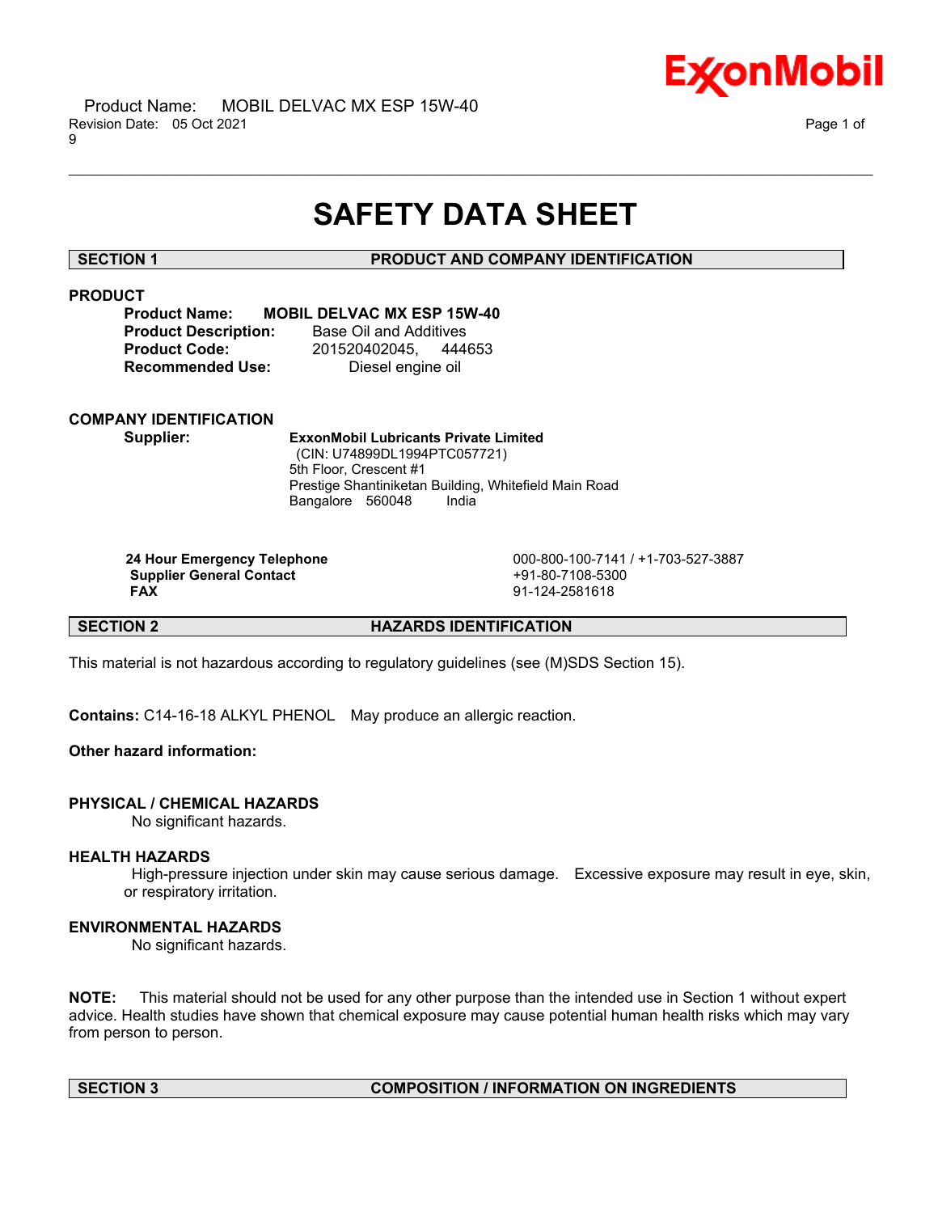# SAFETY DATA SHEET

## SECTION 1 PRODUCT AND COMPANY IDENTIFICATION

### PRODUCT

**Product Name:** **MOBIL DELVAC MX ESP 15W-40**
**Product Description:** Base Oil and Additives
**Product Code:** 201520402045, 444653
**Recommended Use:** Diesel engine oil

### COMPANY IDENTIFICATION

**Supplier:** **ExxonMobil Lubricants Private Limited**
(CIN: U74899DL1994PTC057721)
5th Floor, Crescent #1
Prestige Shantiniketan Building, Whitefield Main Road
Bangalore 560048 India

| | |
|---|---|
| **24 Hour Emergency Telephone** | 000-800-100-7141 / +1-703-527-3887 |
| **Supplier General Contact** | +91-80-7108-5300 |
| **FAX** | 91-124-2581618 |

## SECTION 2 HAZARDS IDENTIFICATION

This material is not hazardous according to regulatory guidelines (see (M)SDS Section 15).

**Contains:** C14-16-18 ALKYL PHENOL May produce an allergic reaction.

**Other hazard information:**

### PHYSICAL / CHEMICAL HAZARDS

No significant hazards.

### HEALTH HAZARDS

High-pressure injection under skin may cause serious damage. Excessive exposure may result in eye, skin, or respiratory irritation.

### ENVIRONMENTAL HAZARDS

No significant hazards.

**NOTE:** This material should not be used for any other purpose than the intended use in Section 1 without expert advice. Health studies have shown that chemical exposure may cause potential human health risks which may vary from person to person.

## SECTION 3 COMPOSITION / INFORMATION ON INGREDIENTS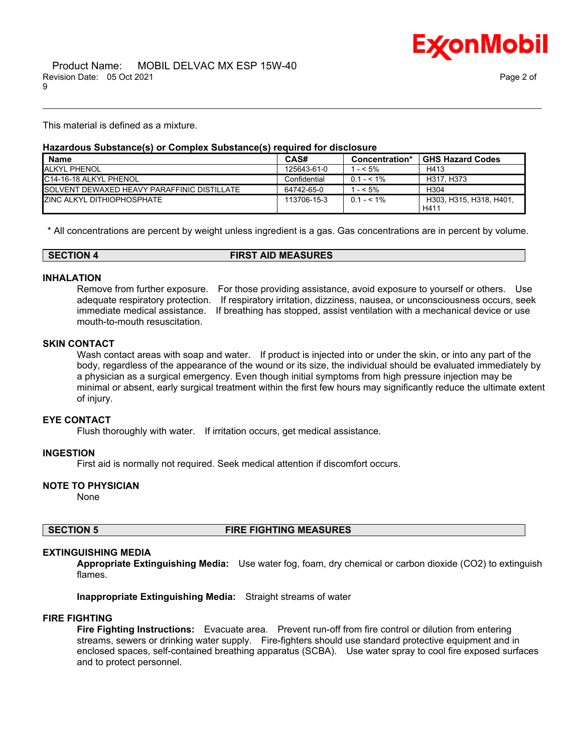This material is defined as a mixture.

**Hazardous Substance(s) or Complex Substance(s) required for disclosure**

| Name | CAS# | Concentration* | GHS Hazard Codes |
|---|---|---|---|
| ALKYL PHENOL | 125643-61-0 | 1 - < 5% | H413 |
| C14-16-18 ALKYL PHENOL | Confidential | 0.1 - < 1% | H317, H373 |
| SOLVENT DEWAXED HEAVY PARAFFINIC DISTILLATE | 64742-65-0 | 1 - < 5% | H304 |
| ZINC ALKYL DITHIOPHOSPHATE | 113706-15-3 | 0.1 - < 1% | H303, H315, H318, H401, H411 |

\* All concentrations are percent by weight unless ingredient is a gas. Gas concentrations are in percent by volume.

## SECTION 4 FIRST AID MEASURES

### INHALATION

Remove from further exposure. For those providing assistance, avoid exposure to yourself or others. Use adequate respiratory protection. If respiratory irritation, dizziness, nausea, or unconsciousness occurs, seek immediate medical assistance. If breathing has stopped, assist ventilation with a mechanical device or use mouth-to-mouth resuscitation.

### SKIN CONTACT

Wash contact areas with soap and water. If product is injected into or under the skin, or into any part of the body, regardless of the appearance of the wound or its size, the individual should be evaluated immediately by a physician as a surgical emergency. Even though initial symptoms from high pressure injection may be minimal or absent, early surgical treatment within the first few hours may significantly reduce the ultimate extent of injury.

### EYE CONTACT

Flush thoroughly with water. If irritation occurs, get medical assistance.

### INGESTION

First aid is normally not required. Seek medical attention if discomfort occurs.

### NOTE TO PHYSICIAN

None

## SECTION 5 FIRE FIGHTING MEASURES

### EXTINGUISHING MEDIA

**Appropriate Extinguishing Media:** Use water fog, foam, dry chemical or carbon dioxide ($CO_2$) to extinguish flames.

**Inappropriate Extinguishing Media:** Straight streams of water

### FIRE FIGHTING

**Fire Fighting Instructions:** Evacuate area. Prevent run-off from fire control or dilution from entering streams, sewers or drinking water supply. Fire-fighters should use standard protective equipment and in enclosed spaces, self-contained breathing apparatus (SCBA). Use water spray to cool fire exposed surfaces and to protect personnel.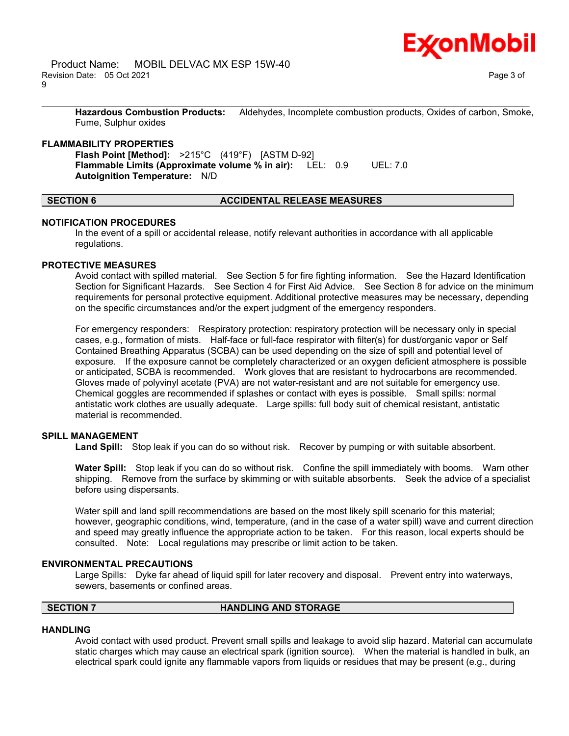**Hazardous Combustion Products:** Aldehydes, Incomplete combustion products, Oxides of carbon, Smoke, Fume, Sulphur oxides

### FLAMMABILITY PROPERTIES

**Flash Point [Method]:** >215°C (419°F) [ASTM D-92]
**Flammable Limits (Approximate volume % in air):** LEL: 0.9 UEL: 7.0
**Autoignition Temperature:** N/D

## SECTION 6 ACCIDENTAL RELEASE MEASURES

### NOTIFICATION PROCEDURES

In the event of a spill or accidental release, notify relevant authorities in accordance with all applicable regulations.

### PROTECTIVE MEASURES

Avoid contact with spilled material. See Section 5 for fire fighting information. See the Hazard Identification Section for Significant Hazards. See Section 4 for First Aid Advice. See Section 8 for advice on the minimum requirements for personal protective equipment. Additional protective measures may be necessary, depending on the specific circumstances and/or the expert judgment of the emergency responders.

For emergency responders: Respiratory protection: respiratory protection will be necessary only in special cases, e.g., formation of mists. Half-face or full-face respirator with filter(s) for dust/organic vapor or Self Contained Breathing Apparatus (SCBA) can be used depending on the size of spill and potential level of exposure. If the exposure cannot be completely characterized or an oxygen deficient atmosphere is possible or anticipated, SCBA is recommended. Work gloves that are resistant to hydrocarbons are recommended. Gloves made of polyvinyl acetate (PVA) are not water-resistant and are not suitable for emergency use. Chemical goggles are recommended if splashes or contact with eyes is possible. Small spills: normal antistatic work clothes are usually adequate. Large spills: full body suit of chemical resistant, antistatic material is recommended.

### SPILL MANAGEMENT

**Land Spill:** Stop leak if you can do so without risk. Recover by pumping or with suitable absorbent.

**Water Spill:** Stop leak if you can do so without risk. Confine the spill immediately with booms. Warn other shipping. Remove from the surface by skimming or with suitable absorbents. Seek the advice of a specialist before using dispersants.

Water spill and land spill recommendations are based on the most likely spill scenario for this material; however, geographic conditions, wind, temperature, (and in the case of a water spill) wave and current direction and speed may greatly influence the appropriate action to be taken. For this reason, local experts should be consulted. Note: Local regulations may prescribe or limit action to be taken.

### ENVIRONMENTAL PRECAUTIONS

Large Spills: Dyke far ahead of liquid spill for later recovery and disposal. Prevent entry into waterways, sewers, basements or confined areas.

## SECTION 7 HANDLING AND STORAGE

### HANDLING

Avoid contact with used product. Prevent small spills and leakage to avoid slip hazard. Material can accumulate static charges which may cause an electrical spark (ignition source). When the material is handled in bulk, an electrical spark could ignite any flammable vapors from liquids or residues that may be present (e.g., during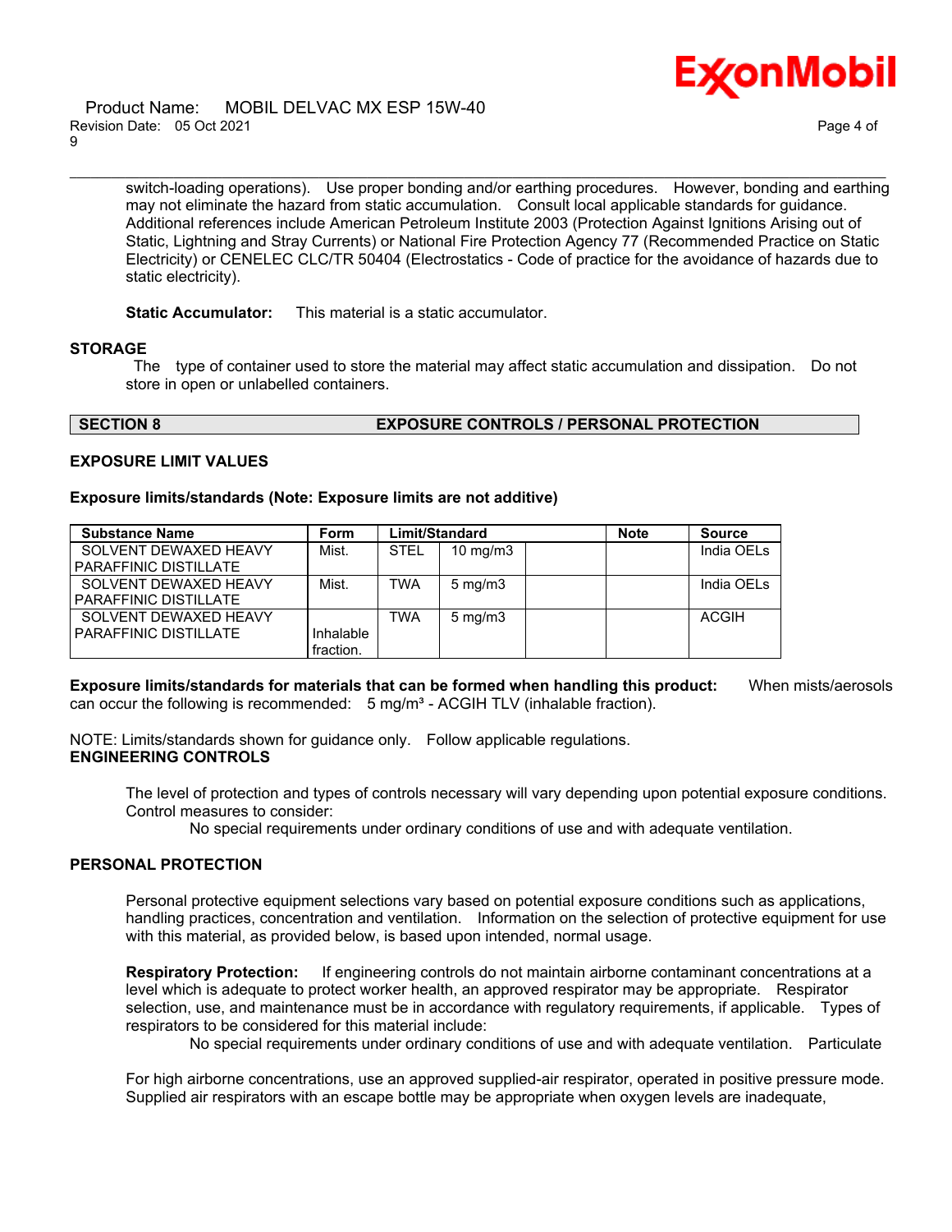switch-loading operations). Use proper bonding and/or earthing procedures. However, bonding and earthing may not eliminate the hazard from static accumulation. Consult local applicable standards for guidance. Additional references include American Petroleum Institute 2003 (Protection Against Ignitions Arising out of Static, Lightning and Stray Currents) or National Fire Protection Agency 77 (Recommended Practice on Static Electricity) or CENELEC CLC/TR 50404 (Electrostatics - Code of practice for the avoidance of hazards due to static electricity).

**Static Accumulator:** This material is a static accumulator.

## STORAGE

The type of container used to store the material may affect static accumulation and dissipation. Do not store in open or unlabelled containers.

## SECTION 8 EXPOSURE CONTROLS / PERSONAL PROTECTION

### EXPOSURE LIMIT VALUES

**Exposure limits/standards (Note: Exposure limits are not additive)**

| Substance Name | Form | Limit/Standard | | | Note | Source |
|---|---|---|---|---|---|---|
| SOLVENT DEWAXED HEAVY PARAFFINIC DISTILLATE | Mist. | STEL | 10 mg/m3 | | | India OELs |
| SOLVENT DEWAXED HEAVY PARAFFINIC DISTILLATE | Mist. | TWA | 5 mg/m3 | | | India OELs |
| SOLVENT DEWAXED HEAVY PARAFFINIC DISTILLATE | Inhalable fraction. | TWA | 5 mg/m3 | | | ACGIH |

**Exposure limits/standards for materials that can be formed when handling this product:** When mists/aerosols can occur the following is recommended: 5 mg/m³ - ACGIH TLV (inhalable fraction).

NOTE: Limits/standards shown for guidance only. Follow applicable regulations.

### ENGINEERING CONTROLS

The level of protection and types of controls necessary will vary depending upon potential exposure conditions. Control measures to consider:

No special requirements under ordinary conditions of use and with adequate ventilation.

### PERSONAL PROTECTION

Personal protective equipment selections vary based on potential exposure conditions such as applications, handling practices, concentration and ventilation. Information on the selection of protective equipment for use with this material, as provided below, is based upon intended, normal usage.

**Respiratory Protection:** If engineering controls do not maintain airborne contaminant concentrations at a level which is adequate to protect worker health, an approved respirator may be appropriate. Respirator selection, use, and maintenance must be in accordance with regulatory requirements, if applicable. Types of respirators to be considered for this material include:

No special requirements under ordinary conditions of use and with adequate ventilation. Particulate

For high airborne concentrations, use an approved supplied-air respirator, operated in positive pressure mode. Supplied air respirators with an escape bottle may be appropriate when oxygen levels are inadequate,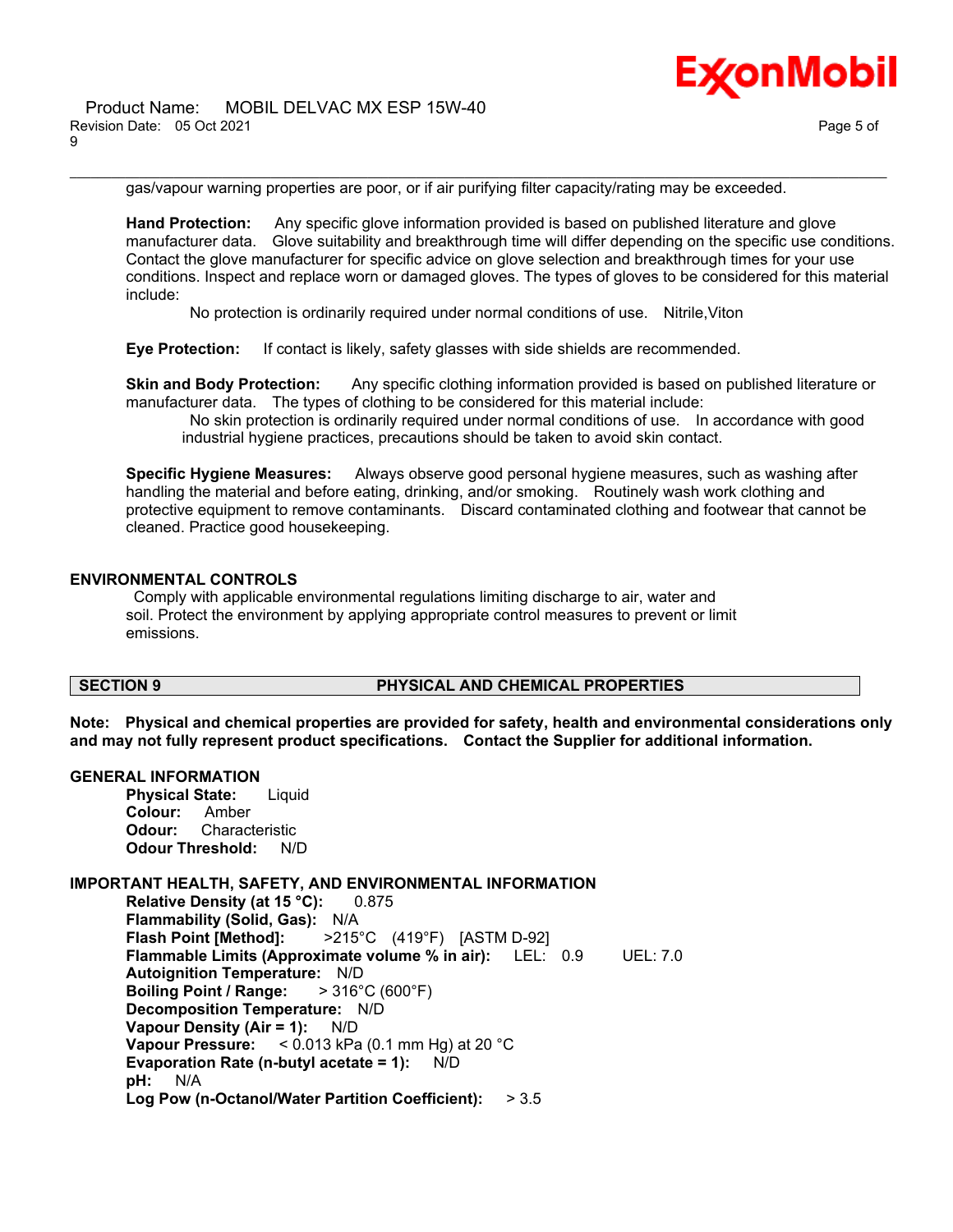gas/vapour warning properties are poor, or if air purifying filter capacity/rating may be exceeded.

**Hand Protection:** Any specific glove information provided is based on published literature and glove manufacturer data. Glove suitability and breakthrough time will differ depending on the specific use conditions. Contact the glove manufacturer for specific advice on glove selection and breakthrough times for your use conditions. Inspect and replace worn or damaged gloves. The types of gloves to be considered for this material include:

No protection is ordinarily required under normal conditions of use. Nitrile,Viton

**Eye Protection:** If contact is likely, safety glasses with side shields are recommended.

**Skin and Body Protection:** Any specific clothing information provided is based on published literature or manufacturer data. The types of clothing to be considered for this material include:

No skin protection is ordinarily required under normal conditions of use. In accordance with good industrial hygiene practices, precautions should be taken to avoid skin contact.

**Specific Hygiene Measures:** Always observe good personal hygiene measures, such as washing after handling the material and before eating, drinking, and/or smoking. Routinely wash work clothing and protective equipment to remove contaminants. Discard contaminated clothing and footwear that cannot be cleaned. Practice good housekeeping.

### ENVIRONMENTAL CONTROLS

Comply with applicable environmental regulations limiting discharge to air, water and soil. Protect the environment by applying appropriate control measures to prevent or limit emissions.

## SECTION 9 PHYSICAL AND CHEMICAL PROPERTIES

**Note: Physical and chemical properties are provided for safety, health and environmental considerations only and may not fully represent product specifications. Contact the Supplier for additional information.**

### GENERAL INFORMATION

**Physical State:** Liquid
**Colour:** Amber
**Odour:** Characteristic
**Odour Threshold:** N/D

### IMPORTANT HEALTH, SAFETY, AND ENVIRONMENTAL INFORMATION

**Relative Density (at 15 °C):** 0.875
**Flammability (Solid, Gas):** N/A
**Flash Point [Method]:** >215°C (419°F) [ASTM D-92]
**Flammable Limits (Approximate volume % in air):** LEL: 0.9 UEL: 7.0
**Autoignition Temperature:** N/D
**Boiling Point / Range:** > 316°C (600°F)
**Decomposition Temperature:** N/D
**Vapour Density (Air = 1):** N/D
**Vapour Pressure:** < 0.013 kPa (0.1 mm Hg) at 20 °C
**Evaporation Rate (n-butyl acetate = 1):** N/D
**pH:** N/A
**Log Pow (n-Octanol/Water Partition Coefficient):** > 3.5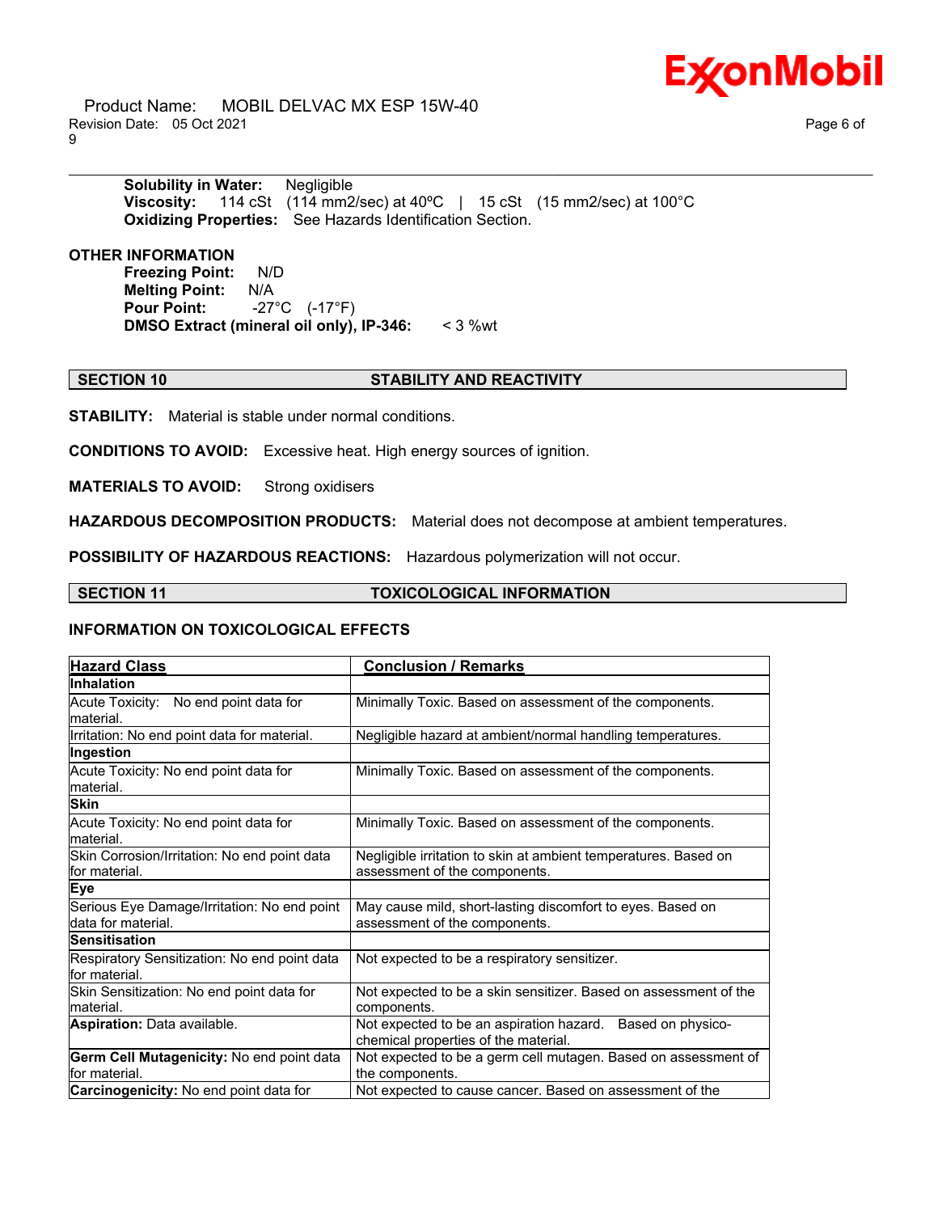**Solubility in Water:** Negligible
**Viscosity:** 114 cSt (114 mm2/sec) at 40ºC | 15 cSt (15 mm2/sec) at 100°C
**Oxidizing Properties:** See Hazards Identification Section.

**OTHER INFORMATION**

**Freezing Point:** N/D
**Melting Point:** N/A
**Pour Point:** -27°C (-17°F)
**DMSO Extract (mineral oil only), IP-346:** < 3 %wt

## SECTION 10 STABILITY AND REACTIVITY

**STABILITY:** Material is stable under normal conditions.

**CONDITIONS TO AVOID:** Excessive heat. High energy sources of ignition.

**MATERIALS TO AVOID:** Strong oxidisers

**HAZARDOUS DECOMPOSITION PRODUCTS:** Material does not decompose at ambient temperatures.

**POSSIBILITY OF HAZARDOUS REACTIONS:** Hazardous polymerization will not occur.

## SECTION 11 TOXICOLOGICAL INFORMATION

### INFORMATION ON TOXICOLOGICAL EFFECTS

| Hazard Class | Conclusion / Remarks |
|---|---|
| **Inhalation** | |
| Acute Toxicity: No end point data for material. | Minimally Toxic. Based on assessment of the components. |
| Irritation: No end point data for material. | Negligible hazard at ambient/normal handling temperatures. |
| **Ingestion** | |
| Acute Toxicity: No end point data for material. | Minimally Toxic. Based on assessment of the components. |
| **Skin** | |
| Acute Toxicity: No end point data for material. | Minimally Toxic. Based on assessment of the components. |
| Skin Corrosion/Irritation: No end point data for material. | Negligible irritation to skin at ambient temperatures. Based on assessment of the components. |
| **Eye** | |
| Serious Eye Damage/Irritation: No end point data for material. | May cause mild, short-lasting discomfort to eyes. Based on assessment of the components. |
| **Sensitisation** | |
| Respiratory Sensitization: No end point data for material. | Not expected to be a respiratory sensitizer. |
| Skin Sensitization: No end point data for material. | Not expected to be a skin sensitizer. Based on assessment of the components. |
| **Aspiration:** Data available. | Not expected to be an aspiration hazard. Based on physico-chemical properties of the material. |
| **Germ Cell Mutagenicity:** No end point data for material. | Not expected to be a germ cell mutagen. Based on assessment of the components. |
| **Carcinogenicity:** No end point data for | Not expected to cause cancer. Based on assessment of the |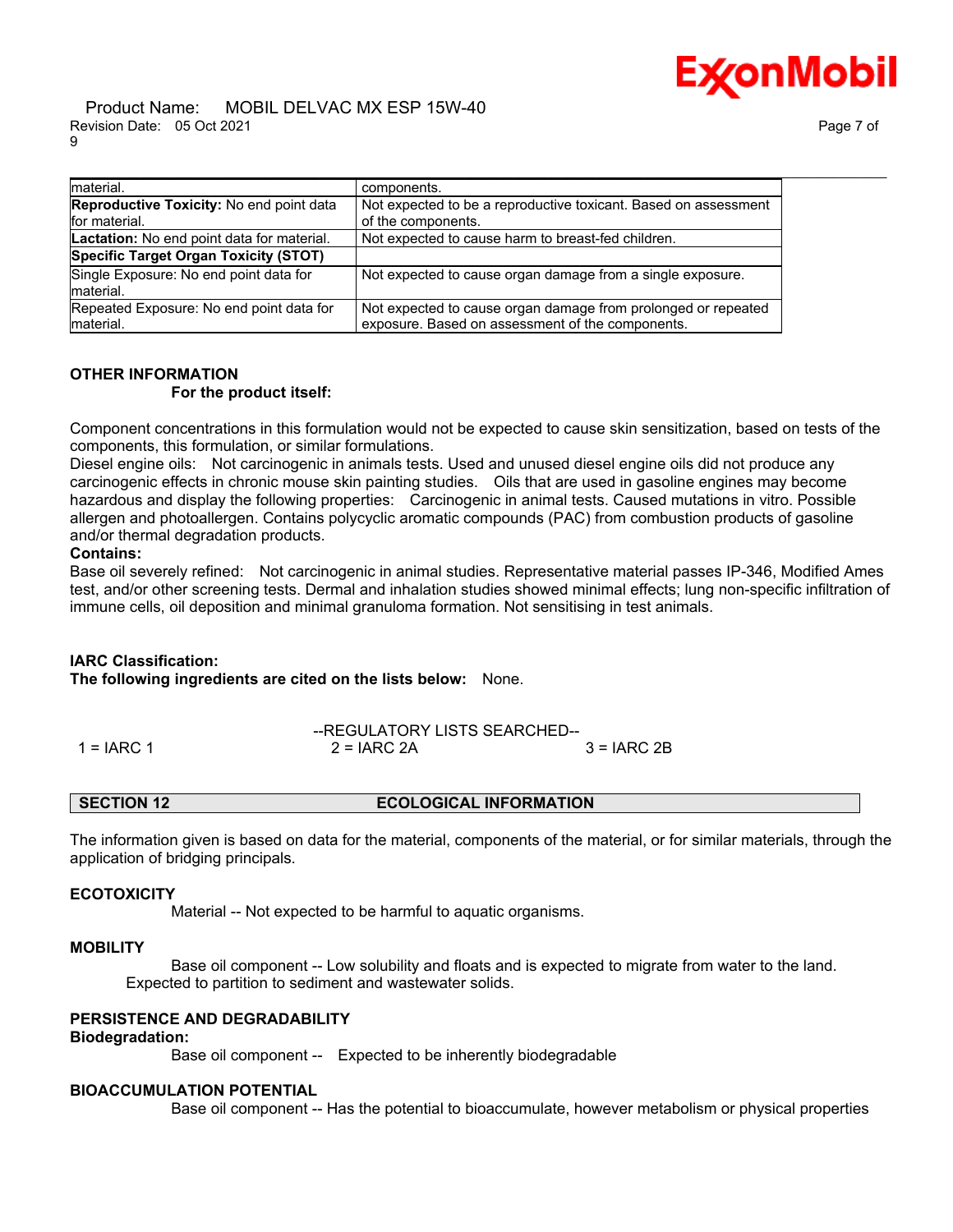| material. | components. |
|---|---|
| **Reproductive Toxicity:** No end point data for material. | Not expected to be a reproductive toxicant. Based on assessment of the components. |
| **Lactation:** No end point data for material. | Not expected to cause harm to breast-fed children. |
| **Specific Target Organ Toxicity (STOT)** | |
| Single Exposure: No end point data for material. | Not expected to cause organ damage from a single exposure. |
| Repeated Exposure: No end point data for material. | Not expected to cause organ damage from prolonged or repeated exposure. Based on assessment of the components. |

**OTHER INFORMATION**

**For the product itself:**

Component concentrations in this formulation would not be expected to cause skin sensitization, based on tests of the components, this formulation, or similar formulations.

Diesel engine oils: Not carcinogenic in animals tests. Used and unused diesel engine oils did not produce any carcinogenic effects in chronic mouse skin painting studies. Oils that are used in gasoline engines may become hazardous and display the following properties: Carcinogenic in animal tests. Caused mutations in vitro. Possible allergen and photoallergen. Contains polycyclic aromatic compounds (PAC) from combustion products of gasoline and/or thermal degradation products.

**Contains:**

Base oil severely refined: Not carcinogenic in animal studies. Representative material passes IP-346, Modified Ames test, and/or other screening tests. Dermal and inhalation studies showed minimal effects; lung non-specific infiltration of immune cells, oil deposition and minimal granuloma formation. Not sensitising in test animals.

**IARC Classification:**

**The following ingredients are cited on the lists below:** None.

--REGULATORY LISTS SEARCHED--

1 = IARC 1 2 = IARC 2A 3 = IARC 2B

## SECTION 12 ECOLOGICAL INFORMATION

The information given is based on data for the material, components of the material, or for similar materials, through the application of bridging principals.

**ECOTOXICITY**

Material -- Not expected to be harmful to aquatic organisms.

**MOBILITY**

Base oil component -- Low solubility and floats and is expected to migrate from water to the land. Expected to partition to sediment and wastewater solids.

**PERSISTENCE AND DEGRADABILITY**

**Biodegradation:**

Base oil component -- Expected to be inherently biodegradable

**BIOACCUMULATION POTENTIAL**

Base oil component -- Has the potential to bioaccumulate, however metabolism or physical properties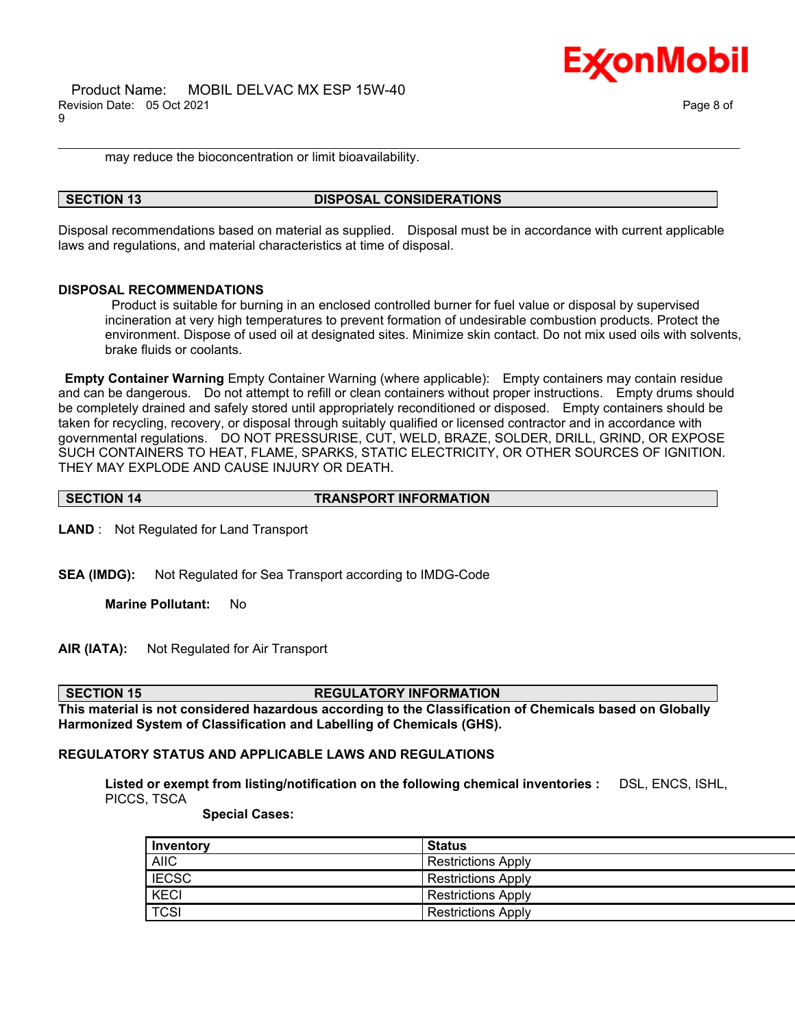may reduce the bioconcentration or limit bioavailability.

## SECTION 13 DISPOSAL CONSIDERATIONS

Disposal recommendations based on material as supplied. Disposal must be in accordance with current applicable laws and regulations, and material characteristics at time of disposal.

### DISPOSAL RECOMMENDATIONS

Product is suitable for burning in an enclosed controlled burner for fuel value or disposal by supervised incineration at very high temperatures to prevent formation of undesirable combustion products. Protect the environment. Dispose of used oil at designated sites. Minimize skin contact. Do not mix used oils with solvents, brake fluids or coolants.

**Empty Container Warning** Empty Container Warning (where applicable): Empty containers may contain residue and can be dangerous. Do not attempt to refill or clean containers without proper instructions. Empty drums should be completely drained and safely stored until appropriately reconditioned or disposed. Empty containers should be taken for recycling, recovery, or disposal through suitably qualified or licensed contractor and in accordance with governmental regulations. DO NOT PRESSURISE, CUT, WELD, BRAZE, SOLDER, DRILL, GRIND, OR EXPOSE SUCH CONTAINERS TO HEAT, FLAME, SPARKS, STATIC ELECTRICITY, OR OTHER SOURCES OF IGNITION. THEY MAY EXPLODE AND CAUSE INJURY OR DEATH.

## SECTION 14 TRANSPORT INFORMATION

**LAND** : Not Regulated for Land Transport

**SEA (IMDG):** Not Regulated for Sea Transport according to IMDG-Code

**Marine Pollutant:** No

**AIR (IATA):** Not Regulated for Air Transport

## SECTION 15 REGULATORY INFORMATION

**This material is not considered hazardous according to the Classification of Chemicals based on Globally Harmonized System of Classification and Labelling of Chemicals (GHS).**

### REGULATORY STATUS AND APPLICABLE LAWS AND REGULATIONS

**Listed or exempt from listing/notification on the following chemical inventories :** DSL, ENCS, ISHL, PICCS, TSCA

**Special Cases:**

| Inventory | Status |
|---|---|
| AIIC | Restrictions Apply |
| IECSC | Restrictions Apply |
| KECI | Restrictions Apply |
| TCSI | Restrictions Apply |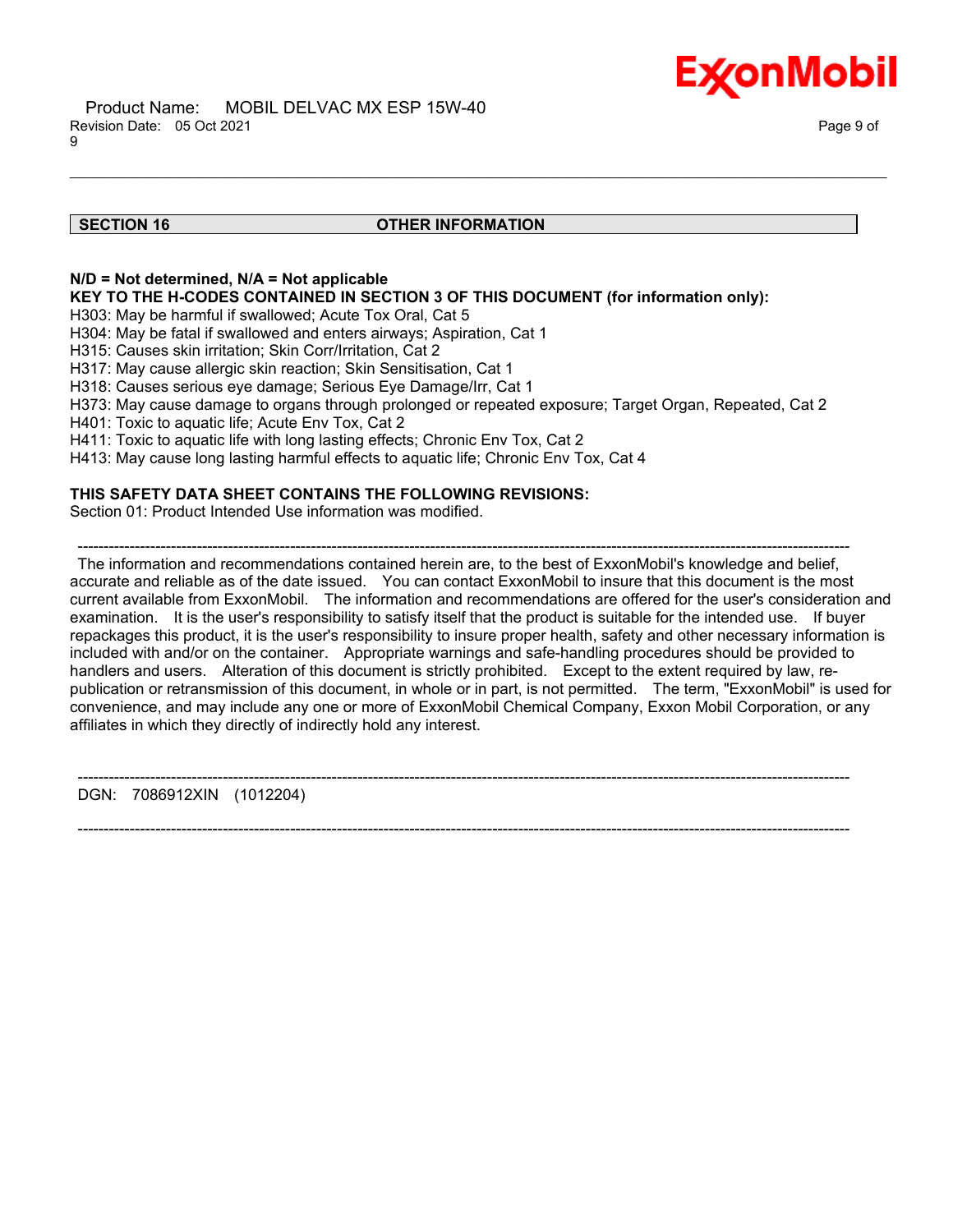## SECTION 16 OTHER INFORMATION

**N/D = Not determined, N/A = Not applicable**

**KEY TO THE H-CODES CONTAINED IN SECTION 3 OF THIS DOCUMENT (for information only):**

H303: May be harmful if swallowed; Acute Tox Oral, Cat 5
H304: May be fatal if swallowed and enters airways; Aspiration, Cat 1
H315: Causes skin irritation; Skin Corr/Irritation, Cat 2
H317: May cause allergic skin reaction; Skin Sensitisation, Cat 1
H318: Causes serious eye damage; Serious Eye Damage/Irr, Cat 1
H373: May cause damage to organs through prolonged or repeated exposure; Target Organ, Repeated, Cat 2
H401: Toxic to aquatic life; Acute Env Tox, Cat 2
H411: Toxic to aquatic life with long lasting effects; Chronic Env Tox, Cat 2
H413: May cause long lasting harmful effects to aquatic life; Chronic Env Tox, Cat 4

**THIS SAFETY DATA SHEET CONTAINS THE FOLLOWING REVISIONS:**

Section 01: Product Intended Use information was modified.

---

The information and recommendations contained herein are, to the best of ExxonMobil's knowledge and belief, accurate and reliable as of the date issued. You can contact ExxonMobil to insure that this document is the most current available from ExxonMobil. The information and recommendations are offered for the user's consideration and examination. It is the user's responsibility to satisfy itself that the product is suitable for the intended use. If buyer repackages this product, it is the user's responsibility to insure proper health, safety and other necessary information is included with and/or on the container. Appropriate warnings and safe-handling procedures should be provided to handlers and users. Alteration of this document is strictly prohibited. Except to the extent required by law, re-publication or retransmission of this document, in whole or in part, is not permitted. The term, "ExxonMobil" is used for convenience, and may include any one or more of ExxonMobil Chemical Company, Exxon Mobil Corporation, or any affiliates in which they directly of indirectly hold any interest.

---

DGN: 7086912XIN (1012204)

---